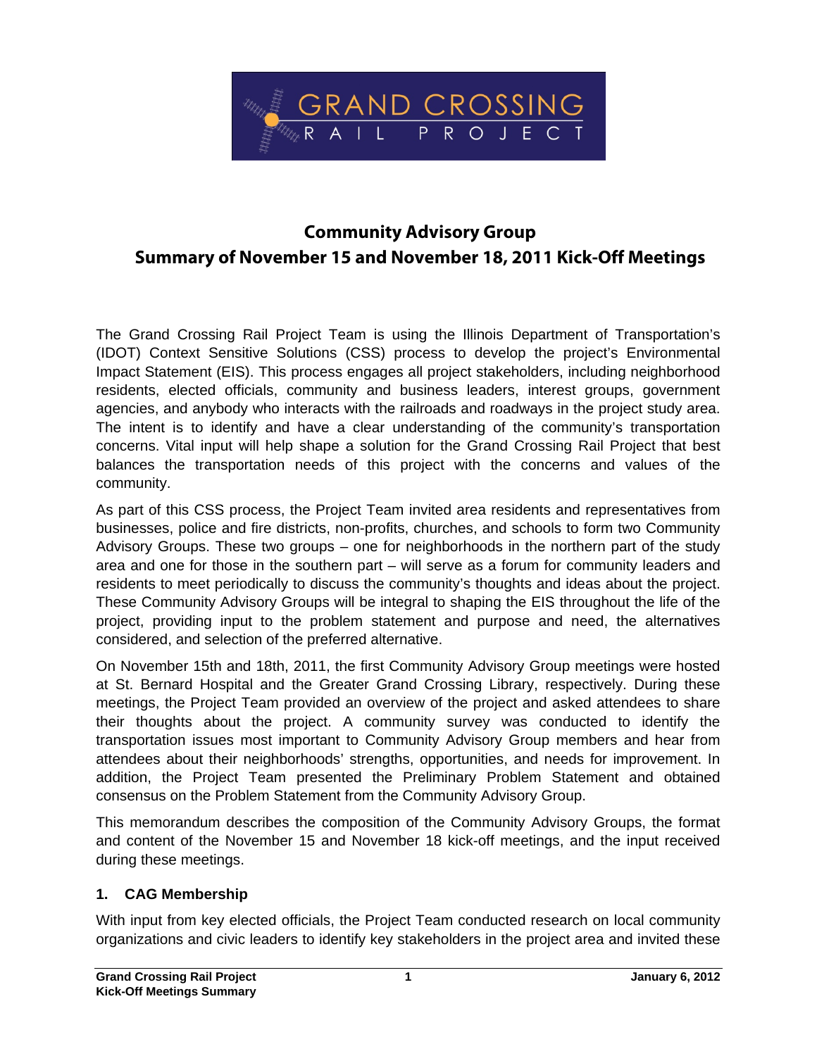# Community Advisory Group
## Summary of November 15 and November 18, 2011 Kick-Off Meetings

The Grand Crossing Rail Project Team is using the Illinois Department of Transportation's (IDOT) Context Sensitive Solutions (CSS) process to develop the project's Environmental Impact Statement (EIS). This process engages all project stakeholders, including neighborhood residents, elected officials, community and business leaders, interest groups, government agencies, and anybody who interacts with the railroads and roadways in the project study area. The intent is to identify and have a clear understanding of the community's transportation concerns. Vital input will help shape a solution for the Grand Crossing Rail Project that best balances the transportation needs of this project with the concerns and values of the community.

As part of this CSS process, the Project Team invited area residents and representatives from businesses, police and fire districts, non-profits, churches, and schools to form two Community Advisory Groups. These two groups – one for neighborhoods in the northern part of the study area and one for those in the southern part – will serve as a forum for community leaders and residents to meet periodically to discuss the community's thoughts and ideas about the project. These Community Advisory Groups will be integral to shaping the EIS throughout the life of the project, providing input to the problem statement and purpose and need, the alternatives considered, and selection of the preferred alternative.

On November 15th and 18th, 2011, the first Community Advisory Group meetings were hosted at St. Bernard Hospital and the Greater Grand Crossing Library, respectively. During these meetings, the Project Team provided an overview of the project and asked attendees to share their thoughts about the project. A community survey was conducted to identify the transportation issues most important to Community Advisory Group members and hear from attendees about their neighborhoods' strengths, opportunities, and needs for improvement. In addition, the Project Team presented the Preliminary Problem Statement and obtained consensus on the Problem Statement from the Community Advisory Group.

This memorandum describes the composition of the Community Advisory Groups, the format and content of the November 15 and November 18 kick-off meetings, and the input received during these meetings.

### 1. CAG Membership

With input from key elected officials, the Project Team conducted research on local community organizations and civic leaders to identify key stakeholders in the project area and invited these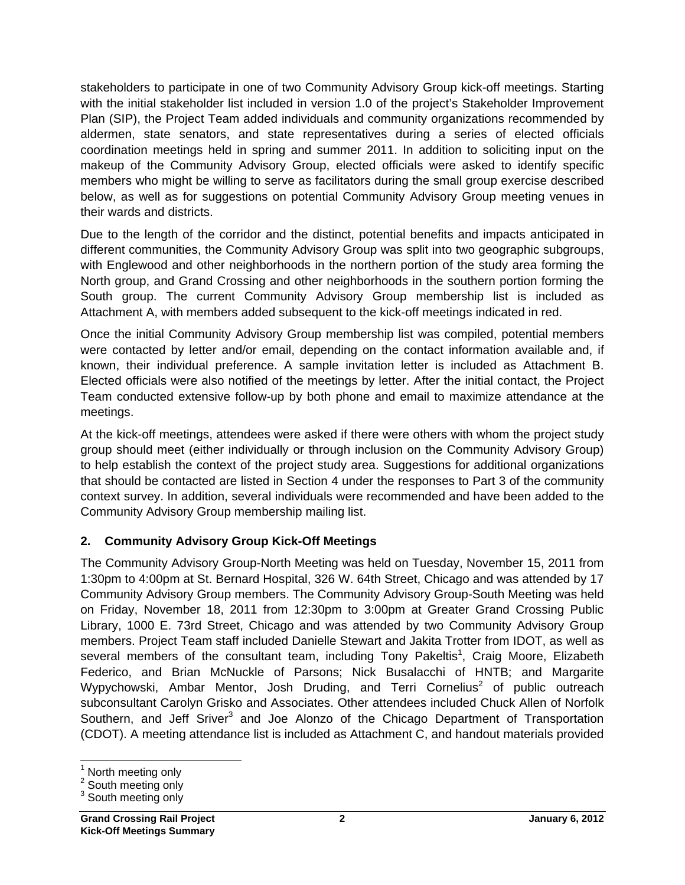stakeholders to participate in one of two Community Advisory Group kick-off meetings. Starting with the initial stakeholder list included in version 1.0 of the project's Stakeholder Improvement Plan (SIP), the Project Team added individuals and community organizations recommended by aldermen, state senators, and state representatives during a series of elected officials coordination meetings held in spring and summer 2011. In addition to soliciting input on the makeup of the Community Advisory Group, elected officials were asked to identify specific members who might be willing to serve as facilitators during the small group exercise described below, as well as for suggestions on potential Community Advisory Group meeting venues in their wards and districts.

Due to the length of the corridor and the distinct, potential benefits and impacts anticipated in different communities, the Community Advisory Group was split into two geographic subgroups, with Englewood and other neighborhoods in the northern portion of the study area forming the North group, and Grand Crossing and other neighborhoods in the southern portion forming the South group. The current Community Advisory Group membership list is included as Attachment A, with members added subsequent to the kick-off meetings indicated in red.

Once the initial Community Advisory Group membership list was compiled, potential members were contacted by letter and/or email, depending on the contact information available and, if known, their individual preference. A sample invitation letter is included as Attachment B. Elected officials were also notified of the meetings by letter. After the initial contact, the Project Team conducted extensive follow-up by both phone and email to maximize attendance at the meetings.

At the kick-off meetings, attendees were asked if there were others with whom the project study group should meet (either individually or through inclusion on the Community Advisory Group) to help establish the context of the project study area. Suggestions for additional organizations that should be contacted are listed in Section 4 under the responses to Part 3 of the community context survey. In addition, several individuals were recommended and have been added to the Community Advisory Group membership mailing list.

## 2. Community Advisory Group Kick-Off Meetings

The Community Advisory Group-North Meeting was held on Tuesday, November 15, 2011 from 1:30pm to 4:00pm at St. Bernard Hospital, 326 W. 64th Street, Chicago and was attended by 17 Community Advisory Group members. The Community Advisory Group-South Meeting was held on Friday, November 18, 2011 from 12:30pm to 3:00pm at Greater Grand Crossing Public Library, 1000 E. 73rd Street, Chicago and was attended by two Community Advisory Group members. Project Team staff included Danielle Stewart and Jakita Trotter from IDOT, as well as several members of the consultant team, including Tony Pakeltis[1], Craig Moore, Elizabeth Federico, and Brian McNuckle of Parsons; Nick Busalacchi of HNTB; and Margarite Wypychowski, Ambar Mentor, Josh Druding, and Terri Cornelius[2] of public outreach subconsultant Carolyn Grisko and Associates. Other attendees included Chuck Allen of Norfolk Southern, and Jeff Sriver[3] and Joe Alonzo of the Chicago Department of Transportation (CDOT). A meeting attendance list is included as Attachment C, and handout materials provided

[1] North meeting only
[2] South meeting only
[3] South meeting only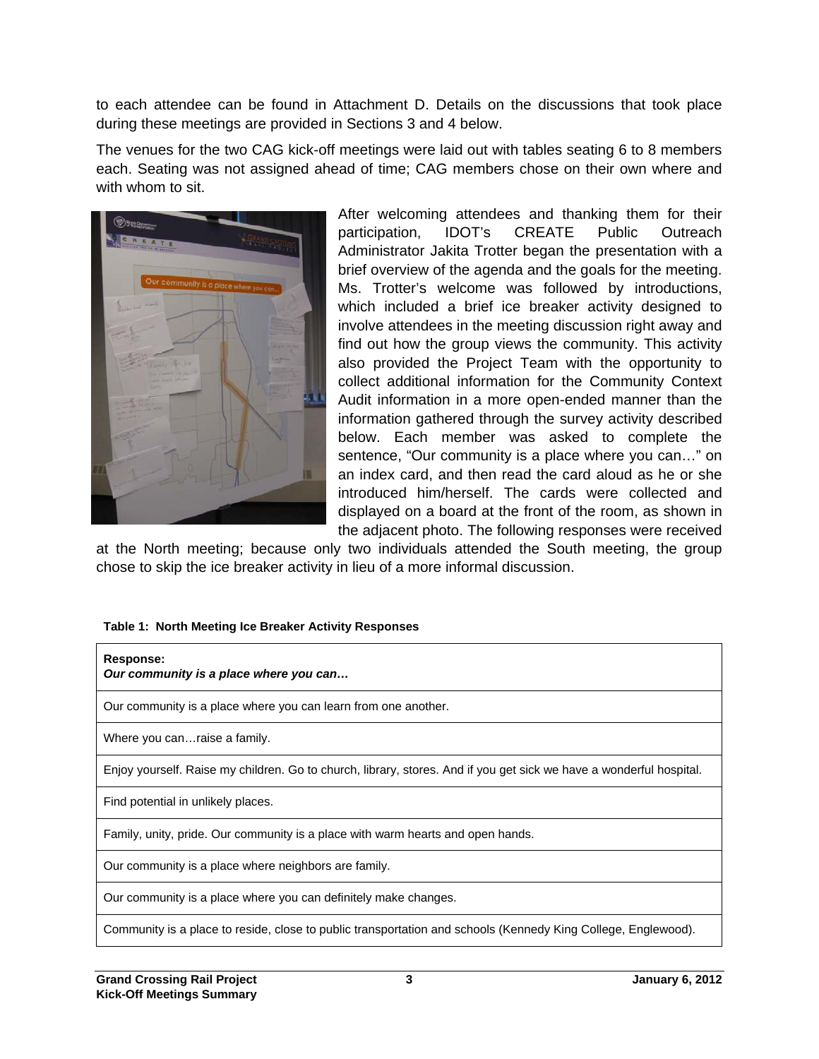to each attendee can be found in Attachment D. Details on the discussions that took place during these meetings are provided in Sections 3 and 4 below.

The venues for the two CAG kick-off meetings were laid out with tables seating 6 to 8 members each. Seating was not assigned ahead of time; CAG members chose on their own where and with whom to sit.

After welcoming attendees and thanking them for their participation, IDOT's CREATE Public Outreach Administrator Jakita Trotter began the presentation with a brief overview of the agenda and the goals for the meeting. Ms. Trotter's welcome was followed by introductions, which included a brief ice breaker activity designed to involve attendees in the meeting discussion right away and find out how the group views the community. This activity also provided the Project Team with the opportunity to collect additional information for the Community Context Audit information in a more open-ended manner than the information gathered through the survey activity described below. Each member was asked to complete the sentence, "Our community is a place where you can…" on an index card, and then read the card aloud as he or she introduced him/herself. The cards were collected and displayed on a board at the front of the room, as shown in the adjacent photo. The following responses were received at the North meeting; because only two individuals attended the South meeting, the group chose to skip the ice breaker activity in lieu of a more informal discussion.

**Table 1: North Meeting Ice Breaker Activity Responses**

| **Response:** ***Our community is a place where you can…*** |
| --- |
| Our community is a place where you can learn from one another. |
| Where you can…raise a family. |
| Enjoy yourself. Raise my children. Go to church, library, stores. And if you get sick we have a wonderful hospital. |
| Find potential in unlikely places. |
| Family, unity, pride. Our community is a place with warm hearts and open hands. |
| Our community is a place where neighbors are family. |
| Our community is a place where you can definitely make changes. |
| Community is a place to reside, close to public transportation and schools (Kennedy King College, Englewood). |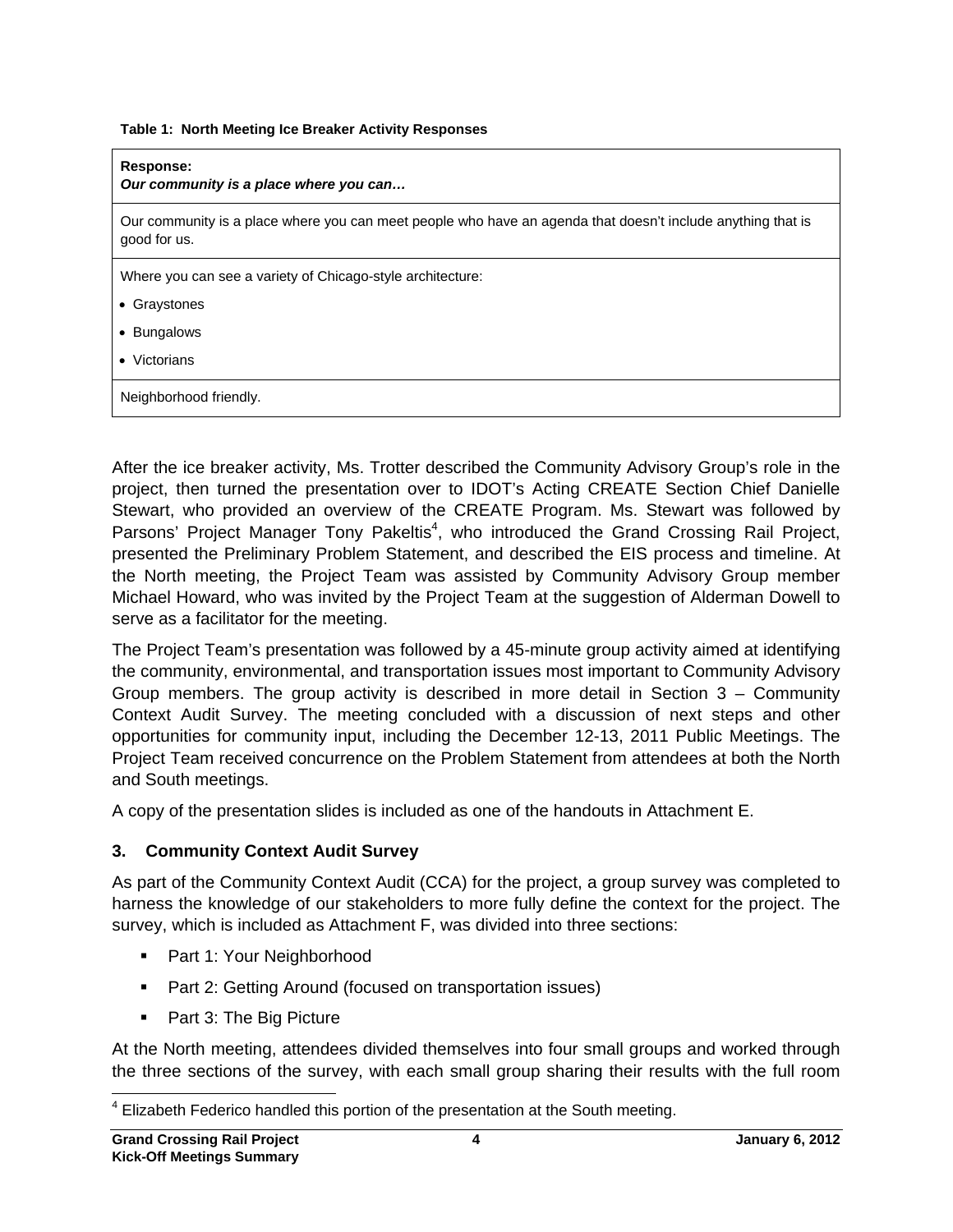**Table 1: North Meeting Ice Breaker Activity Responses**

| **Response:** ***Our community is a place where you can…*** |
| --- |
| Our community is a place where you can meet people who have an agenda that doesn't include anything that is good for us. |
| Where you can see a variety of Chicago-style architecture: <br>• Graystones <br>• Bungalows <br>• Victorians |
| Neighborhood friendly. |

After the ice breaker activity, Ms. Trotter described the Community Advisory Group's role in the project, then turned the presentation over to IDOT's Acting CREATE Section Chief Danielle Stewart, who provided an overview of the CREATE Program. Ms. Stewart was followed by Parsons' Project Manager Tony Pakeltis[4], who introduced the Grand Crossing Rail Project, presented the Preliminary Problem Statement, and described the EIS process and timeline. At the North meeting, the Project Team was assisted by Community Advisory Group member Michael Howard, who was invited by the Project Team at the suggestion of Alderman Dowell to serve as a facilitator for the meeting.

The Project Team's presentation was followed by a 45-minute group activity aimed at identifying the community, environmental, and transportation issues most important to Community Advisory Group members. The group activity is described in more detail in Section 3 – Community Context Audit Survey. The meeting concluded with a discussion of next steps and other opportunities for community input, including the December 12-13, 2011 Public Meetings. The Project Team received concurrence on the Problem Statement from attendees at both the North and South meetings.

A copy of the presentation slides is included as one of the handouts in Attachment E.

## 3. Community Context Audit Survey

As part of the Community Context Audit (CCA) for the project, a group survey was completed to harness the knowledge of our stakeholders to more fully define the context for the project. The survey, which is included as Attachment F, was divided into three sections:

- Part 1: Your Neighborhood
- Part 2: Getting Around (focused on transportation issues)
- Part 3: The Big Picture

At the North meeting, attendees divided themselves into four small groups and worked through the three sections of the survey, with each small group sharing their results with the full room

[4] Elizabeth Federico handled this portion of the presentation at the South meeting.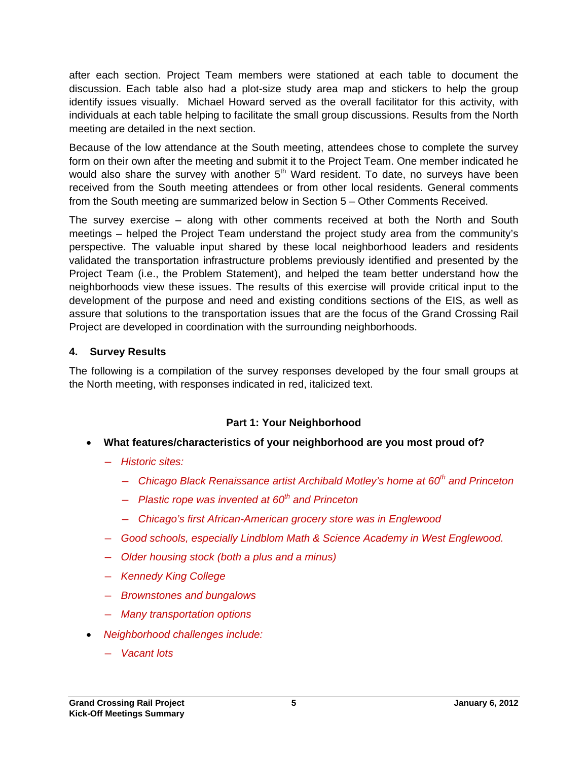after each section. Project Team members were stationed at each table to document the discussion. Each table also had a plot-size study area map and stickers to help the group identify issues visually. Michael Howard served as the overall facilitator for this activity, with individuals at each table helping to facilitate the small group discussions. Results from the North meeting are detailed in the next section.

Because of the low attendance at the South meeting, attendees chose to complete the survey form on their own after the meeting and submit it to the Project Team. One member indicated he would also share the survey with another 5th Ward resident. To date, no surveys have been received from the South meeting attendees or from other local residents. General comments from the South meeting are summarized below in Section 5 – Other Comments Received.

The survey exercise – along with other comments received at both the North and South meetings – helped the Project Team understand the project study area from the community's perspective. The valuable input shared by these local neighborhood leaders and residents validated the transportation infrastructure problems previously identified and presented by the Project Team (i.e., the Problem Statement), and helped the team better understand how the neighborhoods view these issues. The results of this exercise will provide critical input to the development of the purpose and need and existing conditions sections of the EIS, as well as assure that solutions to the transportation issues that are the focus of the Grand Crossing Rail Project are developed in coordination with the surrounding neighborhoods.

## 4. Survey Results

The following is a compilation of the survey responses developed by the four small groups at the North meeting, with responses indicated in red, italicized text.

### Part 1: Your Neighborhood

- **What features/characteristics of your neighborhood are you most proud of?**
  - *Historic sites:*
    - *Chicago Black Renaissance artist Archibald Motley's home at 60th and Princeton*
    - *Plastic rope was invented at 60th and Princeton*
    - *Chicago's first African-American grocery store was in Englewood*
  - *Good schools, especially Lindblom Math & Science Academy in West Englewood.*
  - *Older housing stock (both a plus and a minus)*
  - *Kennedy King College*
  - *Brownstones and bungalows*
  - *Many transportation options*
- *Neighborhood challenges include:*
  - *Vacant lots*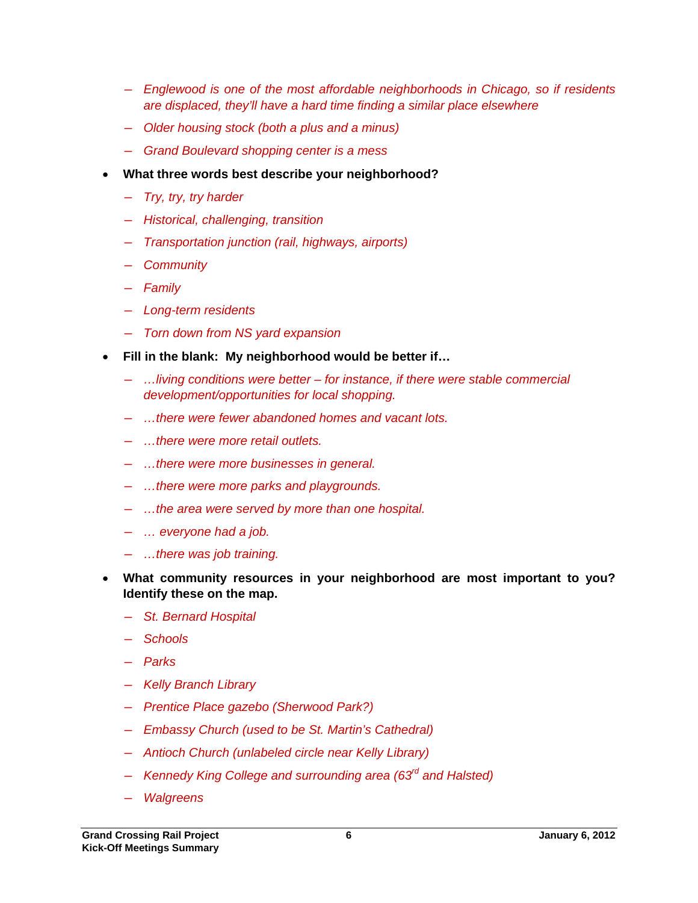- *Englewood is one of the most affordable neighborhoods in Chicago, so if residents are displaced, they'll have a hard time finding a similar place elsewhere*
  - *Older housing stock (both a plus and a minus)*
  - *Grand Boulevard shopping center is a mess*
- **What three words best describe your neighborhood?**
  - *Try, try, try harder*
  - *Historical, challenging, transition*
  - *Transportation junction (rail, highways, airports)*
  - *Community*
  - *Family*
  - *Long-term residents*
  - *Torn down from NS yard expansion*
- **Fill in the blank: My neighborhood would be better if…**
  - *…living conditions were better – for instance, if there were stable commercial development/opportunities for local shopping.*
  - *…there were fewer abandoned homes and vacant lots.*
  - *…there were more retail outlets.*
  - *…there were more businesses in general.*
  - *…there were more parks and playgrounds.*
  - *…the area were served by more than one hospital.*
  - *… everyone had a job.*
  - *…there was job training.*
- **What community resources in your neighborhood are most important to you? Identify these on the map.**
  - *St. Bernard Hospital*
  - *Schools*
  - *Parks*
  - *Kelly Branch Library*
  - *Prentice Place gazebo (Sherwood Park?)*
  - *Embassy Church (used to be St. Martin's Cathedral)*
  - *Antioch Church (unlabeled circle near Kelly Library)*
  - *Kennedy King College and surrounding area (63rd and Halsted)*
  - *Walgreens*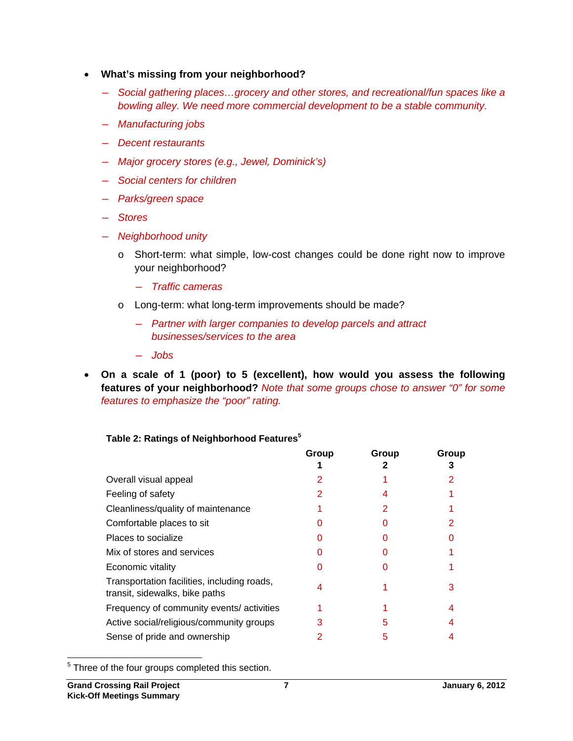- **What's missing from your neighborhood?**
  - *Social gathering places…grocery and other stores, and recreational/fun spaces like a bowling alley. We need more commercial development to be a stable community.*
  - *Manufacturing jobs*
  - *Decent restaurants*
  - *Major grocery stores (e.g., Jewel, Dominick's)*
  - *Social centers for children*
  - *Parks/green space*
  - *Stores*
  - *Neighborhood unity*
    - Short-term: what simple, low-cost changes could be done right now to improve your neighborhood?
      - *Traffic cameras*
    - Long-term: what long-term improvements should be made?
      - *Partner with larger companies to develop parcels and attract businesses/services to the area*
      - *Jobs*
- **On a scale of 1 (poor) to 5 (excellent), how would you assess the following features of your neighborhood?** *Note that some groups chose to answer "0" for some features to emphasize the "poor" rating.*

**Table 2: Ratings of Neighborhood Features**[5]

| | Group 1 | Group 2 | Group 3 |
|---|---|---|---|
| Overall visual appeal | 2 | 1 | 2 |
| Feeling of safety | 2 | 4 | 1 |
| Cleanliness/quality of maintenance | 1 | 2 | 1 |
| Comfortable places to sit | 0 | 0 | 2 |
| Places to socialize | 0 | 0 | 0 |
| Mix of stores and services | 0 | 0 | 1 |
| Economic vitality | 0 | 0 | 1 |
| Transportation facilities, including roads, transit, sidewalks, bike paths | 4 | 1 | 3 |
| Frequency of community events/ activities | 1 | 1 | 4 |
| Active social/religious/community groups | 3 | 5 | 4 |
| Sense of pride and ownership | 2 | 5 | 4 |

[5] Three of the four groups completed this section.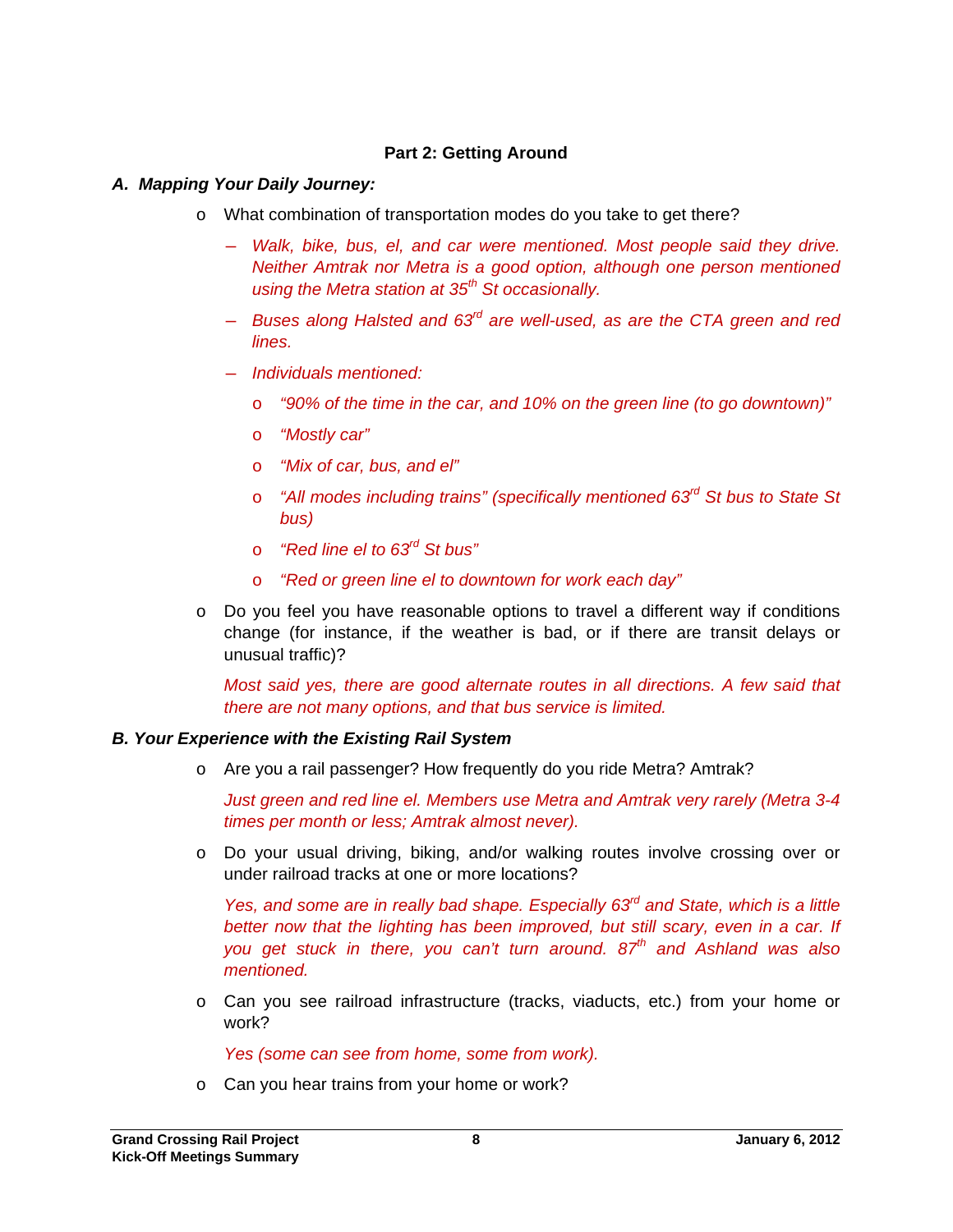**Part 2: Getting Around**

***A. Mapping Your Daily Journey:***

- What combination of transportation modes do you take to get there?
  - *Walk, bike, bus, el, and car were mentioned. Most people said they drive. Neither Amtrak nor Metra is a good option, although one person mentioned using the Metra station at 35th St occasionally.*
  - *Buses along Halsted and 63rd are well-used, as are the CTA green and red lines.*
  - *Individuals mentioned:*
    - *"90% of the time in the car, and 10% on the green line (to go downtown)"*
    - *"Mostly car"*
    - *"Mix of car, bus, and el"*
    - *"All modes including trains" (specifically mentioned 63rd St bus to State St bus)*
    - *"Red line el to 63rd St bus"*
    - *"Red or green line el to downtown for work each day"*
- Do you feel you have reasonable options to travel a different way if conditions change (for instance, if the weather is bad, or if there are transit delays or unusual traffic)?

  *Most said yes, there are good alternate routes in all directions. A few said that there are not many options, and that bus service is limited.*

***B. Your Experience with the Existing Rail System***

- Are you a rail passenger? How frequently do you ride Metra? Amtrak?

  *Just green and red line el. Members use Metra and Amtrak very rarely (Metra 3-4 times per month or less; Amtrak almost never).*

- Do your usual driving, biking, and/or walking routes involve crossing over or under railroad tracks at one or more locations?

  *Yes, and some are in really bad shape. Especially 63rd and State, which is a little better now that the lighting has been improved, but still scary, even in a car. If you get stuck in there, you can't turn around. 87th and Ashland was also mentioned.*

- Can you see railroad infrastructure (tracks, viaducts, etc.) from your home or work?

  *Yes (some can see from home, some from work).*

- Can you hear trains from your home or work?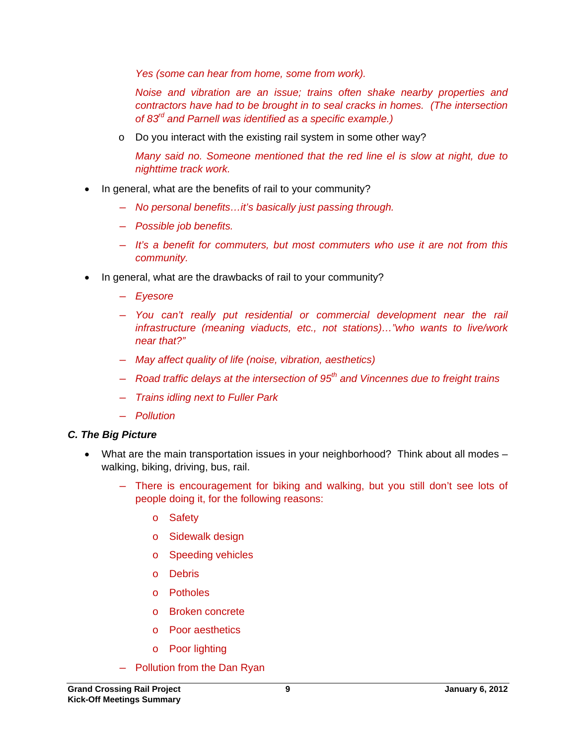*Yes (some can hear from home, some from work).*

*Noise and vibration are an issue; trains often shake nearby properties and contractors have had to be brought in to seal cracks in homes. (The intersection of 83rd and Parnell was identified as a specific example.)*

- Do you interact with the existing rail system in some other way?

  *Many said no. Someone mentioned that the red line el is slow at night, due to nighttime track work.*

- In general, what are the benefits of rail to your community?
  - *No personal benefits…it's basically just passing through.*
  - *Possible job benefits.*
  - *It's a benefit for commuters, but most commuters who use it are not from this community.*
- In general, what are the drawbacks of rail to your community?
  - *Eyesore*
  - *You can't really put residential or commercial development near the rail infrastructure (meaning viaducts, etc., not stations)…"who wants to live/work near that?"*
  - *May affect quality of life (noise, vibration, aesthetics)*
  - *Road traffic delays at the intersection of 95th and Vincennes due to freight trains*
  - *Trains idling next to Fuller Park*
  - *Pollution*

***C. The Big Picture***

- What are the main transportation issues in your neighborhood? Think about all modes – walking, biking, driving, bus, rail.
  - There is encouragement for biking and walking, but you still don't see lots of people doing it, for the following reasons:
    - Safety
    - Sidewalk design
    - Speeding vehicles
    - Debris
    - Potholes
    - Broken concrete
    - Poor aesthetics
    - Poor lighting
  - Pollution from the Dan Ryan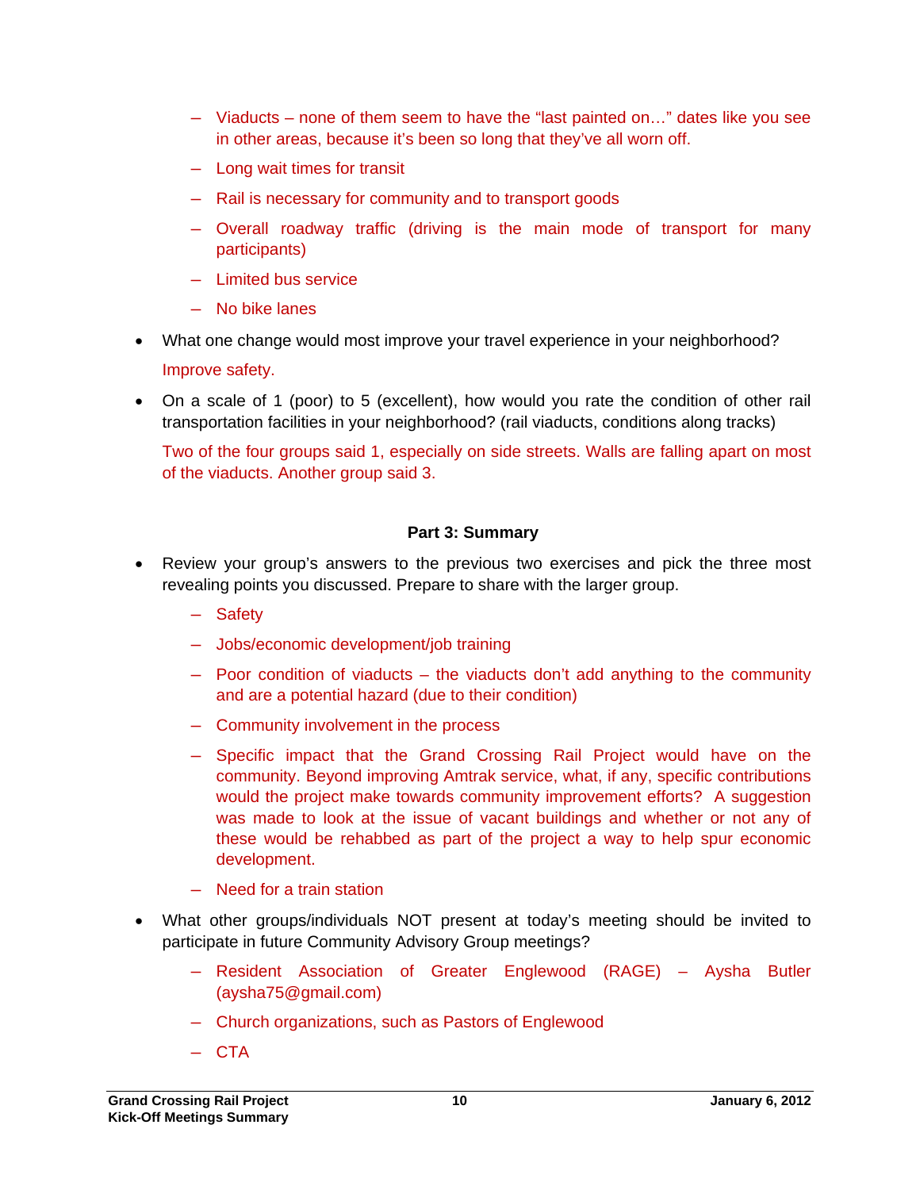- Viaducts – none of them seem to have the "last painted on…" dates like you see in other areas, because it's been so long that they've all worn off.
   - Long wait times for transit
   - Rail is necessary for community and to transport goods
   - Overall roadway traffic (driving is the main mode of transport for many participants)
   - Limited bus service
   - No bike lanes

- What one change would most improve your travel experience in your neighborhood?

  Improve safety.

- On a scale of 1 (poor) to 5 (excellent), how would you rate the condition of other rail transportation facilities in your neighborhood? (rail viaducts, conditions along tracks)

  Two of the four groups said 1, especially on side streets. Walls are falling apart on most of the viaducts. Another group said 3.

**Part 3: Summary**

- Review your group's answers to the previous two exercises and pick the three most revealing points you discussed. Prepare to share with the larger group.
   - Safety
   - Jobs/economic development/job training
   - Poor condition of viaducts – the viaducts don't add anything to the community and are a potential hazard (due to their condition)
   - Community involvement in the process
   - Specific impact that the Grand Crossing Rail Project would have on the community. Beyond improving Amtrak service, what, if any, specific contributions would the project make towards community improvement efforts? A suggestion was made to look at the issue of vacant buildings and whether or not any of these would be rehabbed as part of the project a way to help spur economic development.
   - Need for a train station

- What other groups/individuals NOT present at today's meeting should be invited to participate in future Community Advisory Group meetings?
   - Resident Association of Greater Englewood (RAGE) – Aysha Butler (aysha75@gmail.com)
   - Church organizations, such as Pastors of Englewood
   - CTA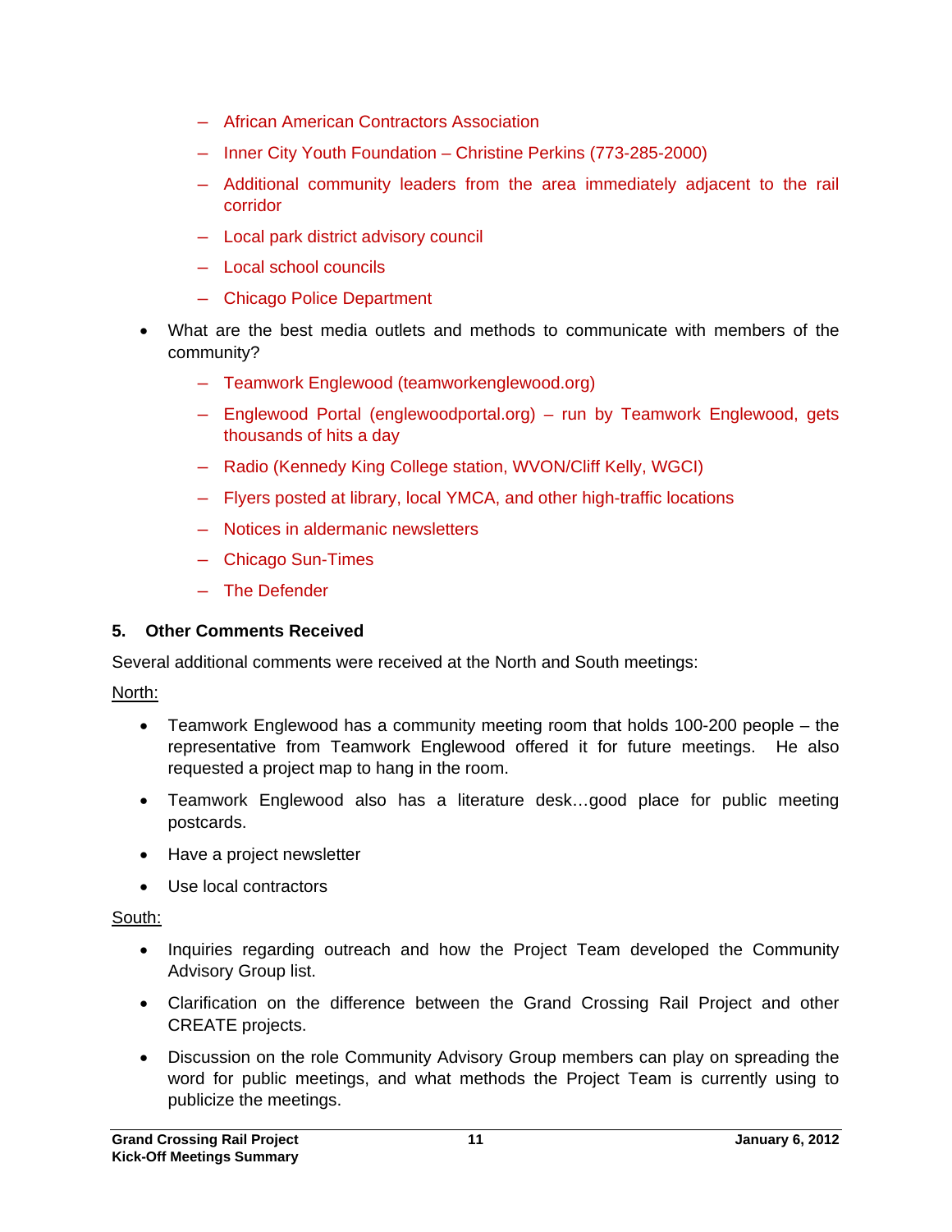- African American Contractors Association
    - Inner City Youth Foundation – Christine Perkins (773-285-2000)
    - Additional community leaders from the area immediately adjacent to the rail corridor
    - Local park district advisory council
    - Local school councils
    - Chicago Police Department

- What are the best media outlets and methods to communicate with members of the community?
    - Teamwork Englewood (teamworkenglewood.org)
    - Englewood Portal (englewoodportal.org) – run by Teamwork Englewood, gets thousands of hits a day
    - Radio (Kennedy King College station, WVON/Cliff Kelly, WGCI)
    - Flyers posted at library, local YMCA, and other high-traffic locations
    - Notices in aldermanic newsletters
    - Chicago Sun-Times
    - The Defender

## 5. Other Comments Received

Several additional comments were received at the North and South meetings:

<u>North:</u>

- Teamwork Englewood has a community meeting room that holds 100-200 people – the representative from Teamwork Englewood offered it for future meetings. He also requested a project map to hang in the room.
- Teamwork Englewood also has a literature desk…good place for public meeting postcards.
- Have a project newsletter
- Use local contractors

<u>South:</u>

- Inquiries regarding outreach and how the Project Team developed the Community Advisory Group list.
- Clarification on the difference between the Grand Crossing Rail Project and other CREATE projects.
- Discussion on the role Community Advisory Group members can play on spreading the word for public meetings, and what methods the Project Team is currently using to publicize the meetings.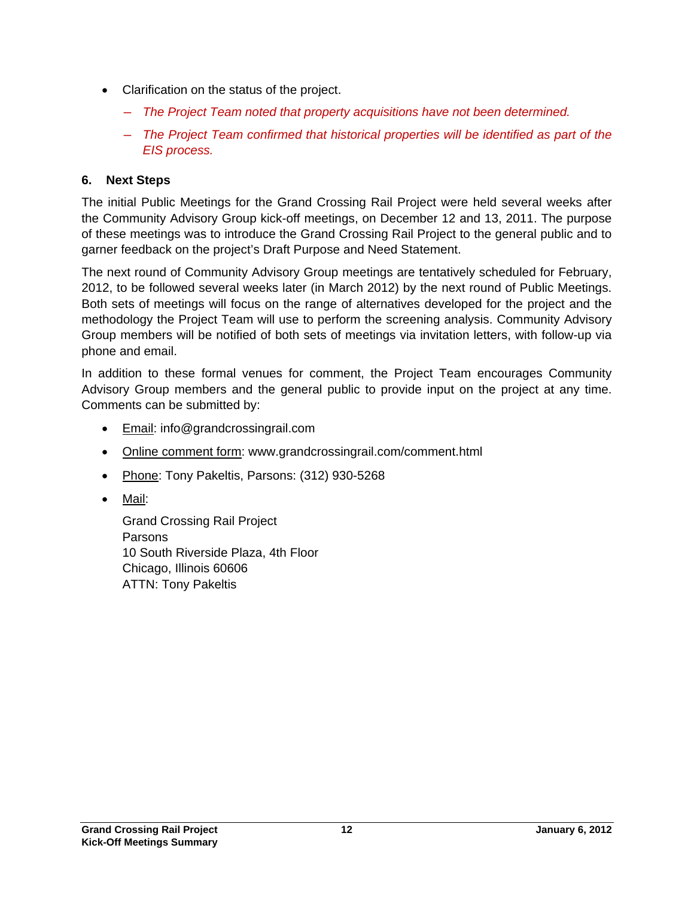- Clarification on the status of the project.
  - *The Project Team noted that property acquisitions have not been determined.*
  - *The Project Team confirmed that historical properties will be identified as part of the EIS process.*

## 6. Next Steps

The initial Public Meetings for the Grand Crossing Rail Project were held several weeks after the Community Advisory Group kick-off meetings, on December 12 and 13, 2011. The purpose of these meetings was to introduce the Grand Crossing Rail Project to the general public and to garner feedback on the project's Draft Purpose and Need Statement.

The next round of Community Advisory Group meetings are tentatively scheduled for February, 2012, to be followed several weeks later (in March 2012) by the next round of Public Meetings. Both sets of meetings will focus on the range of alternatives developed for the project and the methodology the Project Team will use to perform the screening analysis. Community Advisory Group members will be notified of both sets of meetings via invitation letters, with follow-up via phone and email.

In addition to these formal venues for comment, the Project Team encourages Community Advisory Group members and the general public to provide input on the project at any time. Comments can be submitted by:

- Email: info@grandcrossingrail.com
- Online comment form: www.grandcrossingrail.com/comment.html
- Phone: Tony Pakeltis, Parsons: (312) 930-5268
- Mail:

  Grand Crossing Rail Project
  Parsons
  10 South Riverside Plaza, 4th Floor
  Chicago, Illinois 60606
  ATTN: Tony Pakeltis